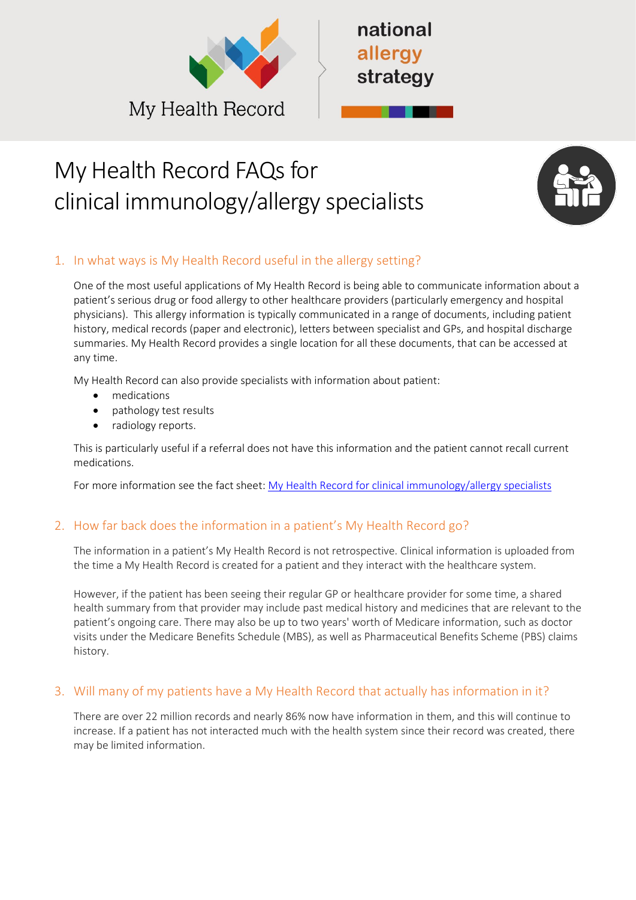My Health Record

national allergy strategy

# My Health Record FAQs for clinical immunology/allergy specialists

## 1. In what ways is My Health Record useful in the allergy setting?

One of the most useful applications of My Health Record is being able to communicate information about a patient's serious drug or food allergy to other healthcare providers (particularly emergency and hospital physicians). This allergy information is typically communicated in a range of documents, including patient history, medical records (paper and electronic), letters between specialist and GPs, and hospital discharge summaries. My Health Record provides a single location for all these documents, that can be accessed at any time.

My Health Record can also provide specialists with information about patient:

- medications
- pathology test results
- radiology reports.

This is particularly useful if a referral does not have this information and the patient cannot recall current medications.

For more information see the fact sheet: [My Health Record for clinical immunology/allergy specialists]()

## 2. How far back does the information in a patient's My Health Record go?

The information in a patient's My Health Record is not retrospective. Clinical information is uploaded from the time a My Health Record is created for a patient and they interact with the healthcare system.

However, if the patient has been seeing their regular GP or healthcare provider for some time, a shared health summary from that provider may include past medical history and medicines that are relevant to the patient's ongoing care. There may also be up to two years' worth of Medicare information, such as doctor visits under the Medicare Benefits Schedule (MBS), as well as Pharmaceutical Benefits Scheme (PBS) claims history.

## 3. Will many of my patients have a My Health Record that actually has information in it?

There are over 22 million records and nearly 86% now have information in them, and this will continue to increase. If a patient has not interacted much with the health system since their record was created, there may be limited information.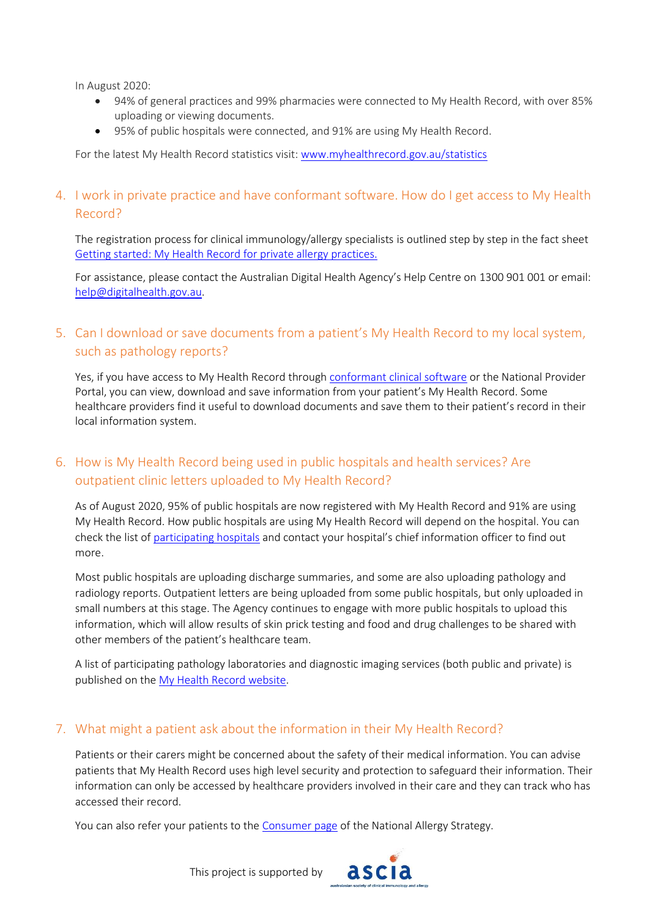In August 2020:

- 94% of general practices and 99% pharmacies were connected to My Health Record, with over 85% uploading or viewing documents.
- 95% of public hospitals were connected, and 91% are using My Health Record.

For the latest My Health Record statistics visit: www.myhealthrecord.gov.au/statistics

## 4. I work in private practice and have conformant software. How do I get access to My Health Record?

The registration process for clinical immunology/allergy specialists is outlined step by step in the fact sheet Getting started: My Health Record for private allergy practices.

For assistance, please contact the Australian Digital Health Agency's Help Centre on 1300 901 001 or email: help@digitalhealth.gov.au.

## 5. Can I download or save documents from a patient's My Health Record to my local system, such as pathology reports?

Yes, if you have access to My Health Record through conformant clinical software or the National Provider Portal, you can view, download and save information from your patient's My Health Record. Some healthcare providers find it useful to download documents and save them to their patient's record in their local information system.

## 6. How is My Health Record being used in public hospitals and health services? Are outpatient clinic letters uploaded to My Health Record?

As of August 2020, 95% of public hospitals are now registered with My Health Record and 91% are using My Health Record. How public hospitals are using My Health Record will depend on the hospital. You can check the list of participating hospitals and contact your hospital's chief information officer to find out more.

Most public hospitals are uploading discharge summaries, and some are also uploading pathology and radiology reports. Outpatient letters are being uploaded from some public hospitals, but only uploaded in small numbers at this stage. The Agency continues to engage with more public hospitals to upload this information, which will allow results of skin prick testing and food and drug challenges to be shared with other members of the patient's healthcare team.

A list of participating pathology laboratories and diagnostic imaging services (both public and private) is published on the My Health Record website.

## 7. What might a patient ask about the information in their My Health Record?

Patients or their carers might be concerned about the safety of their medical information. You can advise patients that My Health Record uses high level security and protection to safeguard their information. Their information can only be accessed by healthcare providers involved in their care and they can track who has accessed their record.

You can also refer your patients to the Consumer page of the National Allergy Strategy.

This project is supported by ascia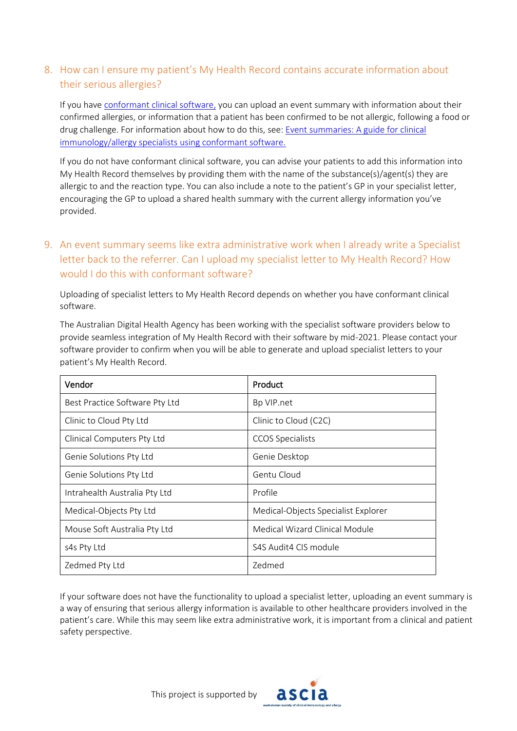## 8. How can I ensure my patient's My Health Record contains accurate information about their serious allergies?

If you have conformant clinical software, you can upload an event summary with information about their confirmed allergies, or information that a patient has been confirmed to be not allergic, following a food or drug challenge. For information about how to do this, see: Event summaries: A guide for clinical immunology/allergy specialists using conformant software.

If you do not have conformant clinical software, you can advise your patients to add this information into My Health Record themselves by providing them with the name of the substance(s)/agent(s) they are allergic to and the reaction type. You can also include a note to the patient's GP in your specialist letter, encouraging the GP to upload a shared health summary with the current allergy information you've provided.

## 9. An event summary seems like extra administrative work when I already write a Specialist letter back to the referrer. Can I upload my specialist letter to My Health Record? How would I do this with conformant software?

Uploading of specialist letters to My Health Record depends on whether you have conformant clinical software.

The Australian Digital Health Agency has been working with the specialist software providers below to provide seamless integration of My Health Record with their software by mid-2021. Please contact your software provider to confirm when you will be able to generate and upload specialist letters to your patient's My Health Record.

| Vendor | Product |
|---|---|
| Best Practice Software Pty Ltd | Bp VIP.net |
| Clinic to Cloud Pty Ltd | Clinic to Cloud (C2C) |
| Clinical Computers Pty Ltd | CCOS Specialists |
| Genie Solutions Pty Ltd | Genie Desktop |
| Genie Solutions Pty Ltd | Gentu Cloud |
| Intrahealth Australia Pty Ltd | Profile |
| Medical-Objects Pty Ltd | Medical-Objects Specialist Explorer |
| Mouse Soft Australia Pty Ltd | Medical Wizard Clinical Module |
| s4s Pty Ltd | S4S Audit4 CIS module |
| Zedmed Pty Ltd | Zedmed |

If your software does not have the functionality to upload a specialist letter, uploading an event summary is a way of ensuring that serious allergy information is available to other healthcare providers involved in the patient's care. While this may seem like extra administrative work, it is important from a clinical and patient safety perspective.

This project is supported by ascia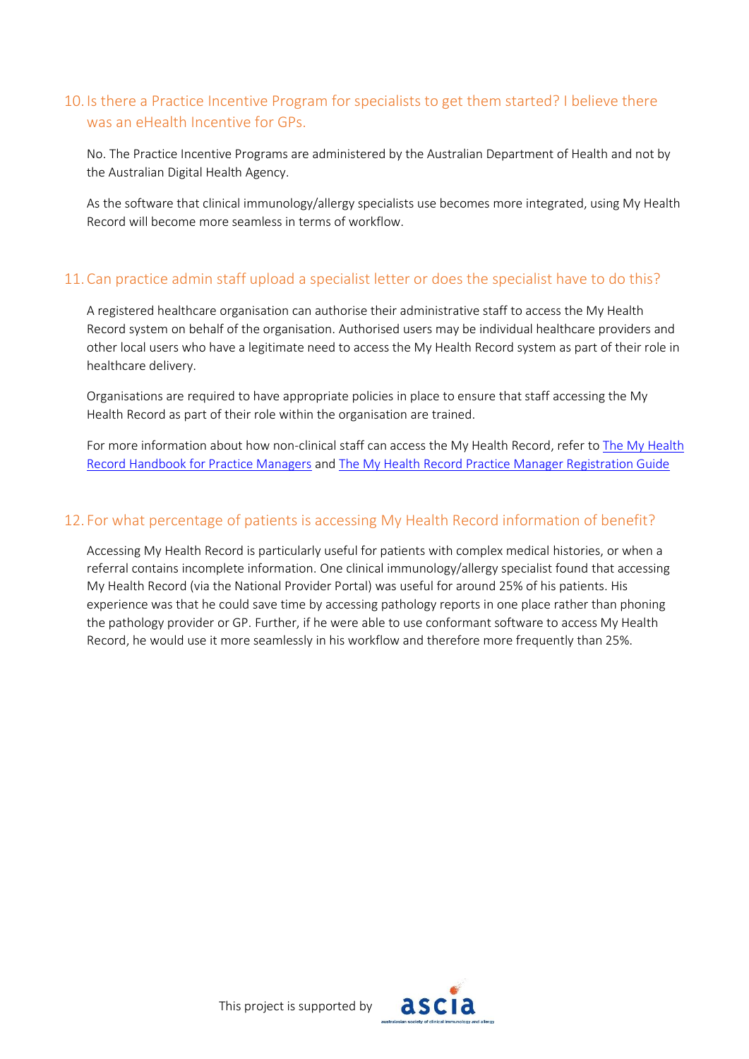## 10. Is there a Practice Incentive Program for specialists to get them started? I believe there was an eHealth Incentive for GPs.

No. The Practice Incentive Programs are administered by the Australian Department of Health and not by the Australian Digital Health Agency.

As the software that clinical immunology/allergy specialists use becomes more integrated, using My Health Record will become more seamless in terms of workflow.

## 11. Can practice admin staff upload a specialist letter or does the specialist have to do this?

A registered healthcare organisation can authorise their administrative staff to access the My Health Record system on behalf of the organisation. Authorised users may be individual healthcare providers and other local users who have a legitimate need to access the My Health Record system as part of their role in healthcare delivery.

Organisations are required to have appropriate policies in place to ensure that staff accessing the My Health Record as part of their role within the organisation are trained.

For more information about how non-clinical staff can access the My Health Record, refer to The My Health Record Handbook for Practice Managers and The My Health Record Practice Manager Registration Guide

## 12. For what percentage of patients is accessing My Health Record information of benefit?

Accessing My Health Record is particularly useful for patients with complex medical histories, or when a referral contains incomplete information. One clinical immunology/allergy specialist found that accessing My Health Record (via the National Provider Portal) was useful for around 25% of his patients. His experience was that he could save time by accessing pathology reports in one place rather than phoning the pathology provider or GP. Further, if he were able to use conformant software to access My Health Record, he would use it more seamlessly in his workflow and therefore more frequently than 25%.

This project is supported by ascia